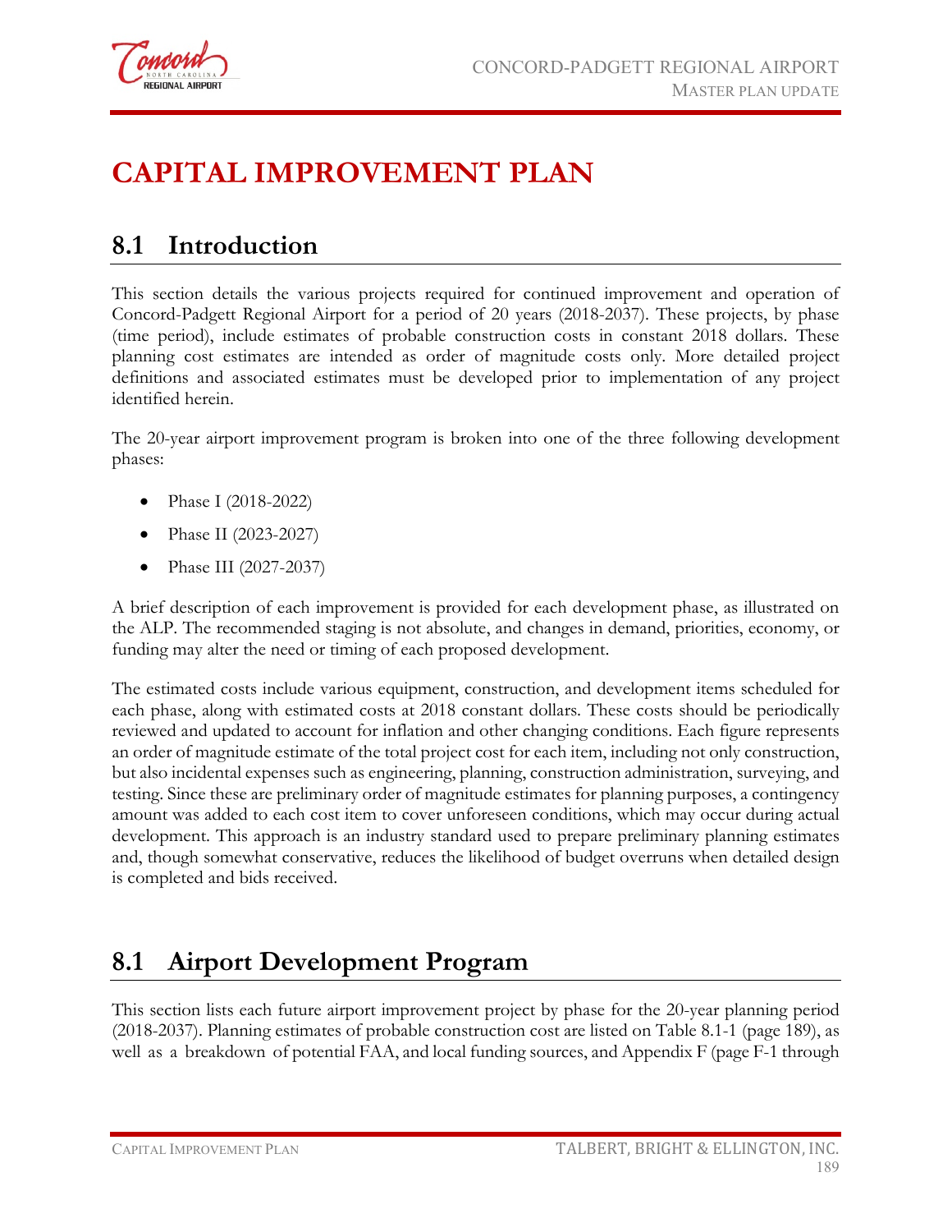# CAPITAL IMPROVEMENT PLAN

## 8.1 Introduction

This section details the various projects required for continued improvement and operation of Concord-Padgett Regional Airport for a period of 20 years (2018-2037). These projects, by phase (time period), include estimates of probable construction costs in constant 2018 dollars. These planning cost estimates are intended as order of magnitude costs only. More detailed project definitions and associated estimates must be developed prior to implementation of any project identified herein.

The 20-year airport improvement program is broken into one of the three following development phases:

- Phase I (2018-2022)
- Phase II (2023-2027)
- Phase III (2027-2037)

A brief description of each improvement is provided for each development phase, as illustrated on the ALP. The recommended staging is not absolute, and changes in demand, priorities, economy, or funding may alter the need or timing of each proposed development.

The estimated costs include various equipment, construction, and development items scheduled for each phase, along with estimated costs at 2018 constant dollars. These costs should be periodically reviewed and updated to account for inflation and other changing conditions. Each figure represents an order of magnitude estimate of the total project cost for each item, including not only construction, but also incidental expenses such as engineering, planning, construction administration, surveying, and testing. Since these are preliminary order of magnitude estimates for planning purposes, a contingency amount was added to each cost item to cover unforeseen conditions, which may occur during actual development. This approach is an industry standard used to prepare preliminary planning estimates and, though somewhat conservative, reduces the likelihood of budget overruns when detailed design is completed and bids received.

## 8.1 Airport Development Program

This section lists each future airport improvement project by phase for the 20-year planning period (2018-2037). Planning estimates of probable construction cost are listed on Table 8.1-1 (page 189), as well as a breakdown of potential FAA, and local funding sources, and Appendix F (page F-1 through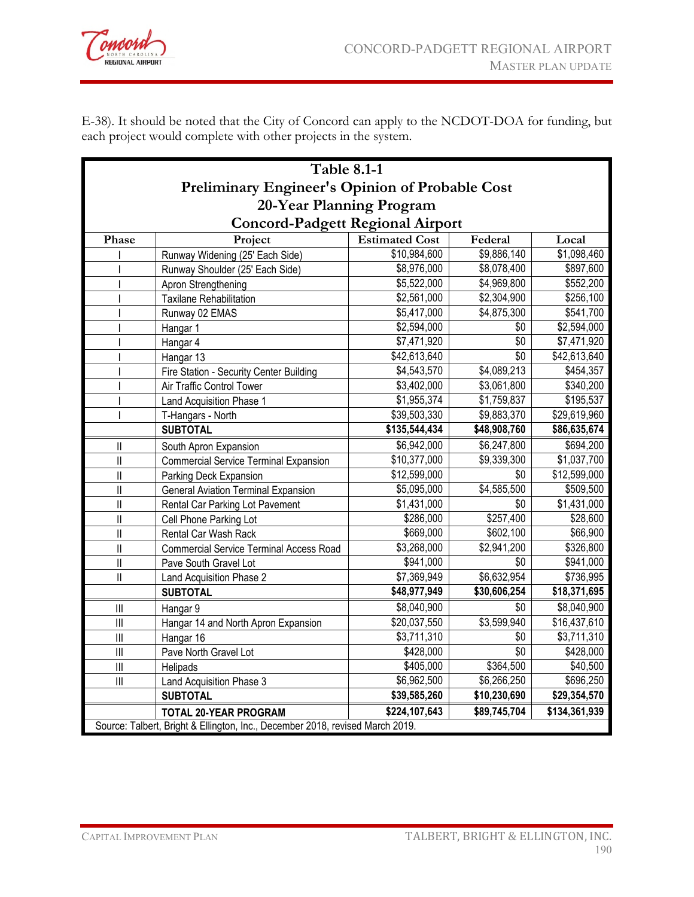E-38). It should be noted that the City of Concord can apply to the NCDOT-DOA for funding, but each project would complete with other projects in the system.

| Table 8.1-1<br>Preliminary Engineer's Opinion of Probable Cost<br>20-Year Planning Program<br>Concord-Padgett Regional Airport | | | | |
|---|---|---|---|---|
| **Phase** | **Project** | **Estimated Cost** | **Federal** | **Local** |
| I | Runway Widening (25' Each Side) | $10,984,600 | $9,886,140 | $1,098,460 |
| I | Runway Shoulder (25' Each Side) | $8,976,000 | $8,078,400 | $897,600 |
| I | Apron Strengthening | $5,522,000 | $4,969,800 | $552,200 |
| I | Taxilane Rehabilitation | $2,561,000 | $2,304,900 | $256,100 |
| I | Runway 02 EMAS | $5,417,000 | $4,875,300 | $541,700 |
| I | Hangar 1 | $2,594,000 | $0 | $2,594,000 |
| I | Hangar 4 | $7,471,920 | $0 | $7,471,920 |
| I | Hangar 13 | $42,613,640 | $0 | $42,613,640 |
| I | Fire Station - Security Center Building | $4,543,570 | $4,089,213 | $454,357 |
| I | Air Traffic Control Tower | $3,402,000 | $3,061,800 | $340,200 |
| I | Land Acquisition Phase 1 | $1,955,374 | $1,759,837 | $195,537 |
| I | T-Hangars - North | $39,503,330 | $9,883,370 | $29,619,960 |
| | **SUBTOTAL** | **$135,544,434** | **$48,908,760** | **$86,635,674** |
| II | South Apron Expansion | $6,942,000 | $6,247,800 | $694,200 |
| II | Commercial Service Terminal Expansion | $10,377,000 | $9,339,300 | $1,037,700 |
| II | Parking Deck Expansion | $12,599,000 | $0 | $12,599,000 |
| II | General Aviation Terminal Expansion | $5,095,000 | $4,585,500 | $509,500 |
| II | Rental Car Parking Lot Pavement | $1,431,000 | $0 | $1,431,000 |
| II | Cell Phone Parking Lot | $286,000 | $257,400 | $28,600 |
| II | Rental Car Wash Rack | $669,000 | $602,100 | $66,900 |
| II | Commercial Service Terminal Access Road | $3,268,000 | $2,941,200 | $326,800 |
| II | Pave South Gravel Lot | $941,000 | $0 | $941,000 |
| II | Land Acquisition Phase 2 | $7,369,949 | $6,632,954 | $736,995 |
| | **SUBTOTAL** | **$48,977,949** | **$30,606,254** | **$18,371,695** |
| III | Hangar 9 | $8,040,900 | $0 | $8,040,900 |
| III | Hangar 14 and North Apron Expansion | $20,037,550 | $3,599,940 | $16,437,610 |
| III | Hangar 16 | $3,711,310 | $0 | $3,711,310 |
| III | Pave North Gravel Lot | $428,000 | $0 | $428,000 |
| III | Helipads | $405,000 | $364,500 | $40,500 |
| III | Land Acquisition Phase 3 | $6,962,500 | $6,266,250 | $696,250 |
| | **SUBTOTAL** | **$39,585,260** | **$10,230,690** | **$29,354,570** |
| | **TOTAL 20-YEAR PROGRAM** | **$224,107,643** | **$89,745,704** | **$134,361,939** |

Source: Talbert, Bright & Ellington, Inc., December 2018, revised March 2019.